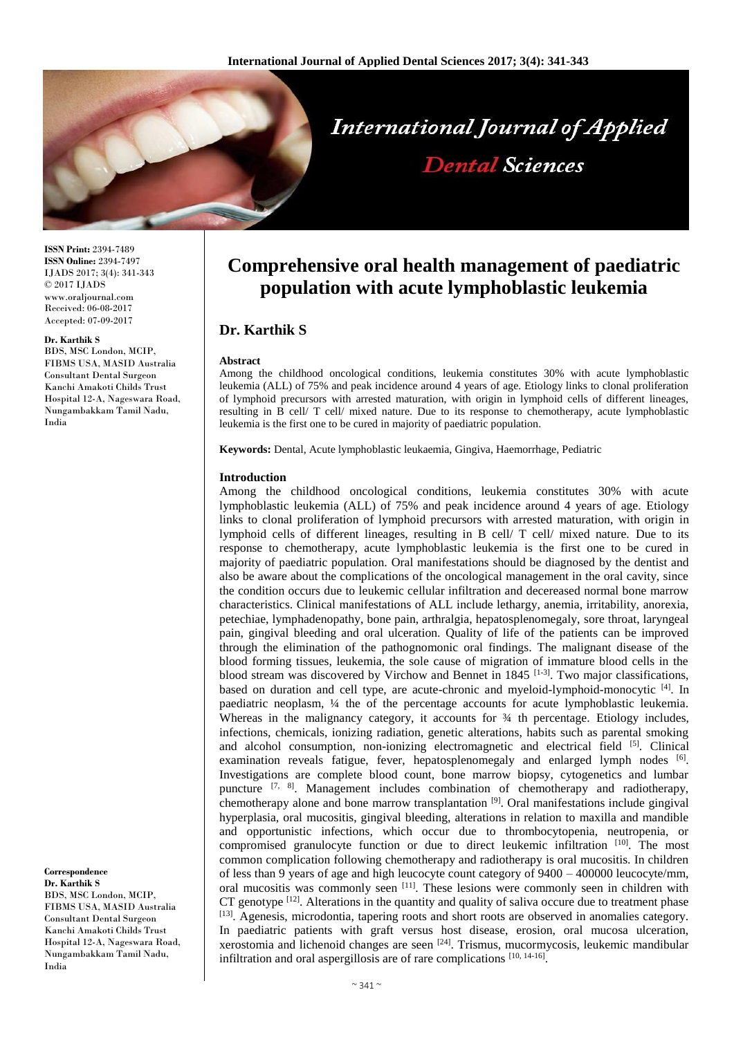**ISSN Print:** 2394-7489
**ISSN Online:** 2394-7497
IJADS 2017; 3(4): 341-343
© 2017 IJADS
www.oraljournal.com
Received: 06-08-2017
Accepted: 07-09-2017

**Dr. Karthik S**
BDS, MSC London, MCIP, FIBMS USA, MASID Australia
Consultant Dental Surgeon
Kanchi Amakoti Childs Trust Hospital 12-A, Nageswara Road, Nungambakkam Tamil Nadu, India

**Correspondence**
**Dr. Karthik S**
BDS, MSC London, MCIP, FIBMS USA, MASID Australia
Consultant Dental Surgeon
Kanchi Amakoti Childs Trust Hospital 12-A, Nageswara Road, Nungambakkam Tamil Nadu, India

# Comprehensive oral health management of paediatric population with acute lymphoblastic leukemia

## Dr. Karthik S

**Abstract**

Among the childhood oncological conditions, leukemia constitutes 30% with acute lymphoblastic leukemia (ALL) of 75% and peak incidence around 4 years of age. Etiology links to clonal proliferation of lymphoid precursors with arrested maturation, with origin in lymphoid cells of different lineages, resulting in B cell/ T cell/ mixed nature. Due to its response to chemotherapy, acute lymphoblastic leukemia is the first one to be cured in majority of paediatric population.

**Keywords:** Dental, Acute lymphoblastic leukaemia, Gingiva, Haemorrhage, Pediatric

**Introduction**

Among the childhood oncological conditions, leukemia constitutes 30% with acute lymphoblastic leukemia (ALL) of 75% and peak incidence around 4 years of age. Etiology links to clonal proliferation of lymphoid precursors with arrested maturation, with origin in lymphoid cells of different lineages, resulting in B cell/ T cell/ mixed nature. Due to its response to chemotherapy, acute lymphoblastic leukemia is the first one to be cured in majority of paediatric population. Oral manifestations should be diagnosed by the dentist and also be aware about the complications of the oncological management in the oral cavity, since the condition occurs due to leukemic cellular infiltration and decereased normal bone marrow characteristics. Clinical manifestations of ALL include lethargy, anemia, irritability, anorexia, petechiae, lymphadenopathy, bone pain, arthralgia, hepatosplenomegaly, sore throat, laryngeal pain, gingival bleeding and oral ulceration. Quality of life of the patients can be improved through the elimination of the pathognomonic oral findings. The malignant disease of the blood forming tissues, leukemia, the sole cause of migration of immature blood cells in the blood stream was discovered by Virchow and Bennet in 1845 [1-3]. Two major classifications, based on duration and cell type, are acute-chronic and myeloid-lymphoid-monocytic [4]. In paediatric neoplasm, ¼ the of the percentage accounts for acute lymphoblastic leukemia. Whereas in the malignancy category, it accounts for ¾ th percentage. Etiology includes, infections, chemicals, ionizing radiation, genetic alterations, habits such as parental smoking and alcohol consumption, non-ionizing electromagnetic and electrical field [5]. Clinical examination reveals fatigue, fever, hepatosplenomegaly and enlarged lymph nodes [6]. Investigations are complete blood count, bone marrow biopsy, cytogenetics and lumbar puncture [7, 8]. Management includes combination of chemotherapy and radiotherapy, chemotherapy alone and bone marrow transplantation [9]. Oral manifestations include gingival hyperplasia, oral mucositis, gingival bleeding, alterations in relation to maxilla and mandible and opportunistic infections, which occur due to thrombocytopenia, neutropenia, or compromised granulocyte function or due to direct leukemic infiltration [10]. The most common complication following chemotherapy and radiotherapy is oral mucositis. In children of less than 9 years of age and high leucocyte count category of 9400 – 400000 leucocyte/mm, oral mucositis was commonly seen [11]. These lesions were commonly seen in children with CT genotype [12]. Alterations in the quantity and quality of saliva occure due to treatment phase [13]. Agenesis, microdontia, tapering roots and short roots are observed in anomalies category. In paediatric patients with graft versus host disease, erosion, oral mucosa ulceration, xerostomia and lichenoid changes are seen [24]. Trismus, mucormycosis, leukemic mandibular infiltration and oral aspergillosis are of rare complications [10, 14-16].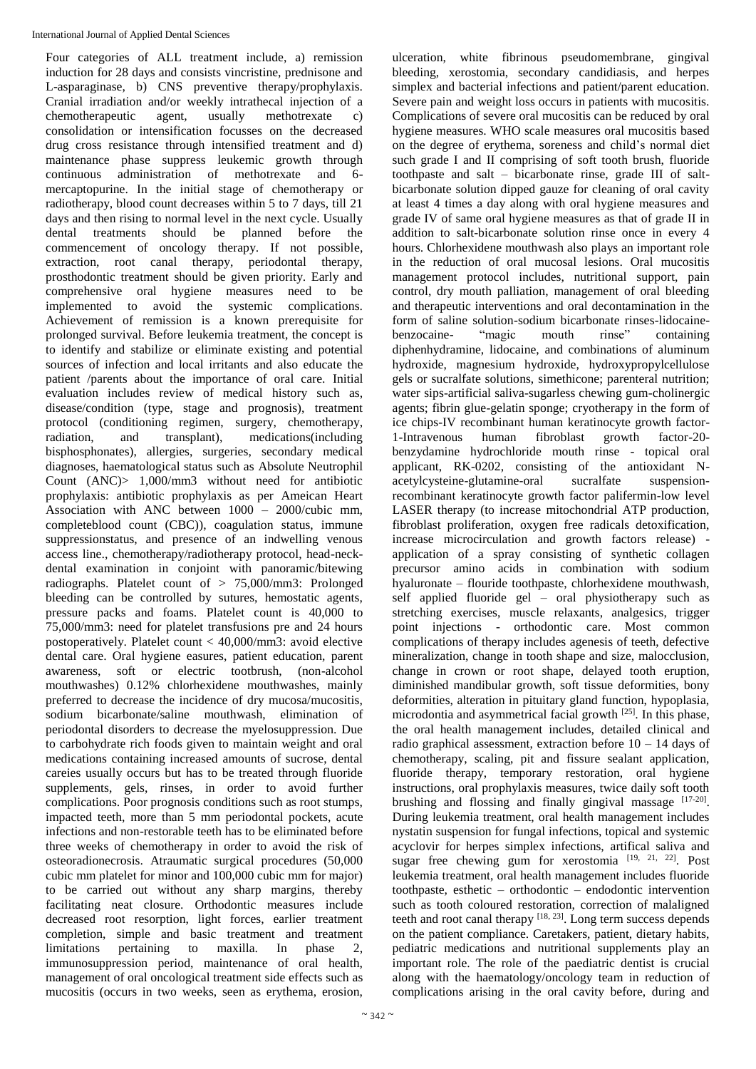Four categories of ALL treatment include, a) remission induction for 28 days and consists vincristine, prednisone and L-asparaginase, b) CNS preventive therapy/prophylaxis. Cranial irradiation and/or weekly intrathecal injection of a chemotherapeutic agent, usually methotrexate c) consolidation or intensification focusses on the decreased drug cross resistance through intensified treatment and d) maintenance phase suppress leukemic growth through continuous administration of methotrexate and 6-mercaptopurine. In the initial stage of chemotherapy or radiotherapy, blood count decreases within 5 to 7 days, till 21 days and then rising to normal level in the next cycle. Usually dental treatments should be planned before the commencement of oncology therapy. If not possible, extraction, root canal therapy, periodontal therapy, prosthodontic treatment should be given priority. Early and comprehensive oral hygiene measures need to be implemented to avoid the systemic complications. Achievement of remission is a known prerequisite for prolonged survival. Before leukemia treatment, the concept is to identify and stabilize or eliminate existing and potential sources of infection and local irritants and also educate the patient /parents about the importance of oral care. Initial evaluation includes review of medical history such as, disease/condition (type, stage and prognosis), treatment protocol (conditioning regimen, surgery, chemotherapy, radiation, and transplant), medications(including bisphosphonates), allergies, surgeries, secondary medical diagnoses, haematological status such as Absolute Neutrophil Count (ANC)> 1,000/mm3 without need for antibiotic prophylaxis: antibiotic prophylaxis as per Ameican Heart Association with ANC between 1000 – 2000/cubic mm, completeblood count (CBC)), coagulation status, immune suppressionstatus, and presence of an indwelling venous access line., chemotherapy/radiotherapy protocol, head-neck-dental examination in conjoint with panoramic/bitewing radiographs. Platelet count of > 75,000/mm3: Prolonged bleeding can be controlled by sutures, hemostatic agents, pressure packs and foams. Platelet count is 40,000 to 75,000/mm3: need for platelet transfusions pre and 24 hours postoperatively. Platelet count < 40,000/mm3: avoid elective dental care. Oral hygiene easures, patient education, parent awareness, soft or electric tootbrush, (non-alcohol mouthwashes) 0.12% chlorhexidene mouthwashes, mainly preferred to decrease the incidence of dry mucosa/mucositis, sodium bicarbonate/saline mouthwash, elimination of periodontal disorders to decrease the myelosuppression. Due to carbohydrate rich foods given to maintain weight and oral medications containing increased amounts of sucrose, dental careies usually occurs but has to be treated through fluoride supplements, gels, rinses, in order to avoid further complications. Poor prognosis conditions such as root stumps, impacted teeth, more than 5 mm periodontal pockets, acute infections and non-restorable teeth has to be eliminated before three weeks of chemotherapy in order to avoid the risk of osteoradionecrosis. Atraumatic surgical procedures (50,000 cubic mm platelet for minor and 100,000 cubic mm for major) to be carried out without any sharp margins, thereby facilitating neat closure. Orthodontic measures include decreased root resorption, light forces, earlier treatment completion, simple and basic treatment and treatment limitations pertaining to maxilla. In phase 2, immunosuppression period, maintenance of oral health, management of oral oncological treatment side effects such as mucositis (occurs in two weeks, seen as erythema, erosion, ulceration, white fibrinous pseudomembrane, gingival bleeding, xerostomia, secondary candidiasis, and herpes simplex and bacterial infections and patient/parent education. Severe pain and weight loss occurs in patients with mucositis. Complications of severe oral mucositis can be reduced by oral hygiene measures. WHO scale measures oral mucositis based on the degree of erythema, soreness and child's normal diet such grade I and II comprising of soft tooth brush, fluoride toothpaste and salt – bicarbonate rinse, grade III of salt-bicarbonate solution dipped gauze for cleaning of oral cavity at least 4 times a day along with oral hygiene measures and grade IV of same oral hygiene measures as that of grade II in addition to salt-bicarbonate solution rinse once in every 4 hours. Chlorhexidene mouthwash also plays an important role in the reduction of oral mucosal lesions. Oral mucositis management protocol includes, nutritional support, pain control, dry mouth palliation, management of oral bleeding and therapeutic interventions and oral decontamination in the form of saline solution-sodium bicarbonate rinses-lidocaine-benzocaine- "magic mouth rinse" containing diphenhydramine, lidocaine, and combinations of aluminum hydroxide, magnesium hydroxide, hydroxypropylcellulose gels or sucralfate solutions, simethicone; parenteral nutrition; water sips-artificial saliva-sugarless chewing gum-cholinergic agents; fibrin glue-gelatin sponge; cryotherapy in the form of ice chips-IV recombinant human keratinocyte growth factor-1-Intravenous human fibroblast growth factor-20-benzydamine hydrochloride mouth rinse - topical oral applicant, RK-0202, consisting of the antioxidant N-acetylcysteine-glutamine-oral sucralfate suspension-recombinant keratinocyte growth factor palifermin-low level LASER therapy (to increase mitochondrial ATP production, fibroblast proliferation, oxygen free radicals detoxification, increase microcirculation and growth factors release) - application of a spray consisting of synthetic collagen precursor amino acids in combination with sodium hyaluronate – flouride toothpaste, chlorhexidene mouthwash, self applied fluoride gel – oral physiotherapy such as stretching exercises, muscle relaxants, analgesics, trigger point injections - orthodontic care. Most common complications of therapy includes agenesis of teeth, defective mineralization, change in tooth shape and size, malocclusion, change in crown or root shape, delayed tooth eruption, diminished mandibular growth, soft tissue deformities, bony deformities, alteration in pituitary gland function, hypoplasia, microdontia and asymmetrical facial growth [25]. In this phase, the oral health management includes, detailed clinical and radio graphical assessment, extraction before 10 – 14 days of chemotherapy, scaling, pit and fissure sealant application, fluoride therapy, temporary restoration, oral hygiene instructions, oral prophylaxis measures, twice daily soft tooth brushing and flossing and finally gingival massage [17-20]. During leukemia treatment, oral health management includes nystatin suspension for fungal infections, topical and systemic acyclovir for herpes simplex infections, artifical saliva and sugar free chewing gum for xerostomia [19, 21, 22]. Post leukemia treatment, oral health management includes fluoride toothpaste, esthetic – orthodontic – endodontic intervention such as tooth coloured restoration, correction of malaligned teeth and root canal therapy [18, 23]. Long term success depends on the patient compliance. Caretakers, patient, dietary habits, pediatric medications and nutritional supplements play an important role. The role of the paediatric dentist is crucial along with the haematology/oncology team in reduction of complications arising in the oral cavity before, during and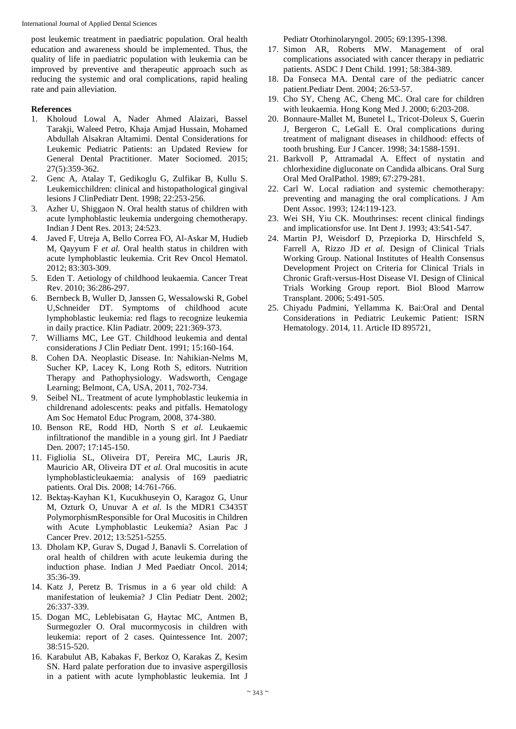post leukemic treatment in paediatric population. Oral health education and awareness should be implemented. Thus, the quality of life in paediatric population with leukemia can be improved by preventive and therapeutic approach such as reducing the systemic and oral complications, rapid healing rate and pain alleviation.

## References

1. Kholoud Lowal A, Nader Ahmed Alaizari, Bassel Tarakji, Waleed Petro, Khaja Amjad Hussain, Mohamed Abdullah Alsakran Altamimi. Dental Considerations for Leukemic Pediatric Patients: an Updated Review for General Dental Practitioner. Mater Sociomed. 2015; 27(5):359-362.
2. Genc A, Atalay T, Gedikoglu G, Zulfikar B, Kullu S. Leukemicchildren: clinical and histopathological gingival lesions J ClinPediatr Dent. 1998; 22:253-256.
3. Azher U, Shiggaon N. Oral health status of children with acute lymphoblastic leukemia undergoing chemotherapy. Indian J Dent Res. 2013; 24:523.
4. Javed F, Utreja A, Bello Correa FO, Al-Askar M, Hudieb M, Qayyum F *et al.* Oral health status in children with acute lymphoblastic leukemia. Crit Rev Oncol Hematol. 2012; 83:303-309.
5. Eden T. Aetiology of childhood leukaemia. Cancer Treat Rev. 2010; 36:286-297.
6. Bernbeck B, Wuller D, Janssen G, Wessalowski R, Gobel U,Schneider DT. Symptoms of childhood acute lymphoblastic leukemia: red flags to recognize leukemia in daily practice. Klin Padiatr. 2009; 221:369-373.
7. Williams MC, Lee GT. Childhood leukemia and dental considerations J Clin Pediatr Dent. 1991; 15:160-164.
8. Cohen DA. Neoplastic Disease. In: Nahikian-Nelms M, Sucher KP, Lacey K, Long Roth S, editors. Nutrition Therapy and Pathophysiology. Wadsworth, Cengage Learning; Belmont, CA, USA, 2011, 702-734.
9. Seibel NL. Treatment of acute lymphoblastic leukemia in childrenand adolescents: peaks and pitfalls. Hematology Am Soc Hematol Educ Program, 2008, 374-380.
10. Benson RE, Rodd HD, North S *et al.* Leukaemic infiltrationof the mandible in a young girl. Int J Paediatr Den. 2007; 17:145-150.
11. Figliolia SL, Oliveira DT, Pereira MC, Lauris JR, Mauricio AR, Oliveira DT *et al.* Oral mucositis in acute lymphoblasticleukaemia: analysis of 169 paediatric patients. Oral Dis. 2008; 14:761-766.
12. Bektaş-Kayhan K1, Kucukhuseyin O, Karagoz G, Unur M, Ozturk O, Unuvar A *et al.* Is the MDR1 C3435T PolymorphismResponsible for Oral Mucositis in Children with Acute Lymphoblastic Leukemia? Asian Pac J Cancer Prev. 2012; 13:5251-5255.
13. Dholam KP, Gurav S, Dugad J, Banavli S. Correlation of oral health of children with acute leukemia during the induction phase. Indian J Med Paediatr Oncol. 2014; 35:36-39.
14. Katz J, Peretz B. Trismus in a 6 year old child: A manifestation of leukemia? J Clin Pediatr Dent. 2002; 26:337-339.
15. Dogan MC, Leblebisatan G, Haytac MC, Antmen B, Surmegozler O. Oral mucormycosis in children with leukemia: report of 2 cases. Quintessence Int. 2007; 38:515-520.
16. Karabulut AB, Kabakas F, Berkoz O, Karakas Z, Kesim SN. Hard palate perforation due to invasive aspergillosis in a patient with acute lymphoblastic leukemia. Int J Pediatr Otorhinolaryngol. 2005; 69:1395-1398.
17. Simon AR, Roberts MW. Management of oral complications associated with cancer therapy in pediatric patients. ASDC J Dent Child. 1991; 58:384-389.
18. Da Fonseca MA. Dental care of the pediatric cancer patient.Pediatr Dent. 2004; 26:53-57.
19. Cho SY, Cheng AC, Cheng MC. Oral care for children with leukaemia. Hong Kong Med J. 2000; 6:203-208.
20. Bonnaure-Mallet M, Bunetel L, Tricot-Doleux S, Guerin J, Bergeron C, LeGall E. Oral complications during treatment of malignant diseases in childhood: effects of tooth brushing. Eur J Cancer. 1998; 34:1588-1591.
21. Barkvoll P, Attramadal A. Effect of nystatin and chlorhexidine digluconate on Candida albicans. Oral Surg Oral Med OralPathol. 1989; 67:279-281.
22. Carl W. Local radiation and systemic chemotherapy: preventing and managing the oral complications. J Am Dent Assoc. 1993; 124:119-123.
23. Wei SH, Yiu CK. Mouthrinses: recent clinical findings and implicationsfor use. Int Dent J. 1993; 43:541-547.
24. Martin PJ, Weisdorf D, Przepiorka D, Hirschfeld S, Farrell A, Rizzo JD *et al.* Design of Clinical Trials Working Group. National Institutes of Health Consensus Development Project on Criteria for Clinical Trials in Chronic Graft-versus-Host Disease VI. Design of Clinical Trials Working Group report. Biol Blood Marrow Transplant. 2006; 5:491-505.
25. Chiyadu Padmini, Yellamma K. Bai:Oral and Dental Considerations in Pediatric Leukemic Patient: ISRN Hematology. 2014, 11. Article ID 895721,